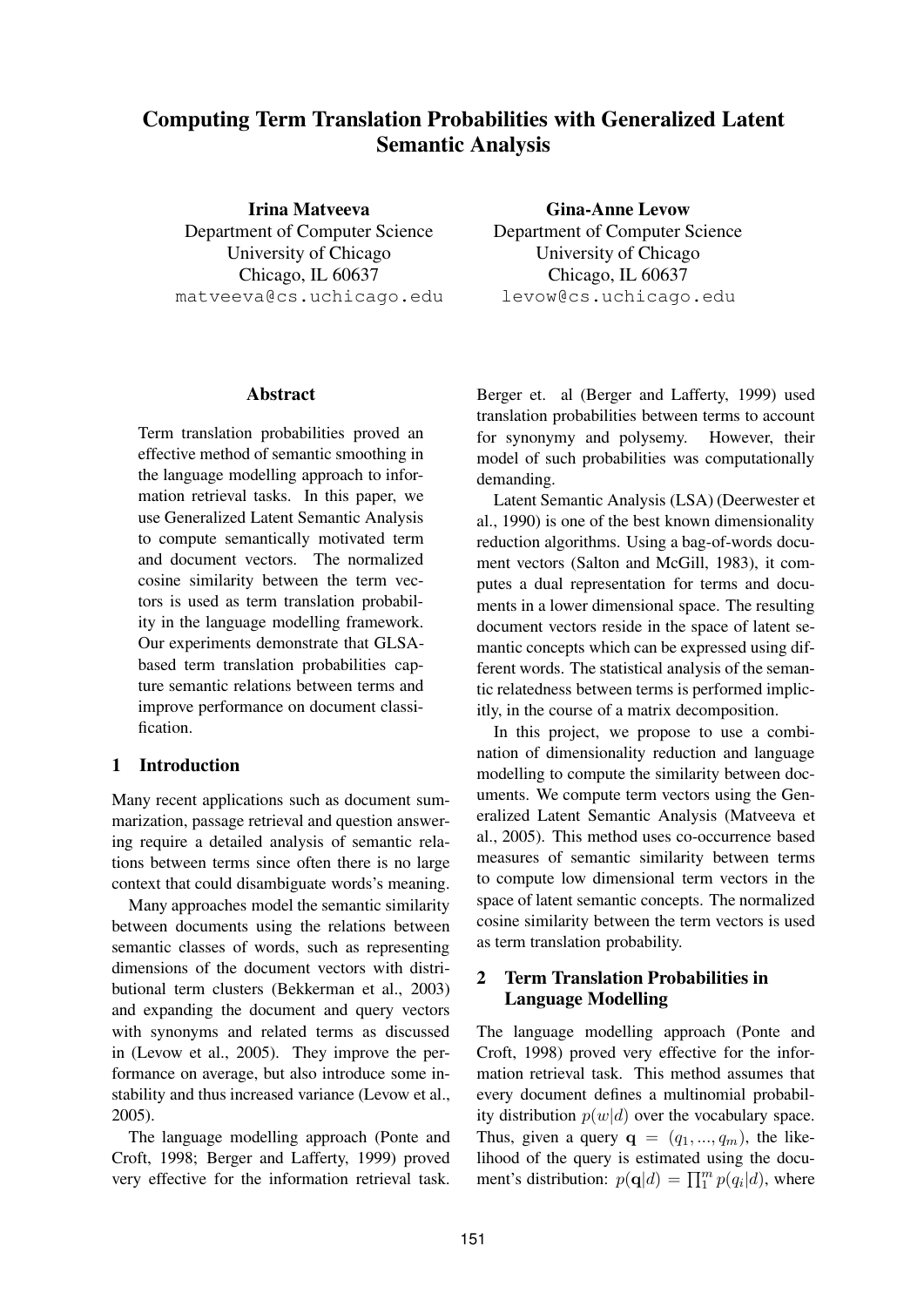# Computing Term Translation Probabilities with Generalized Latent Semantic Analysis

**Irina Matveeva**
Department of Computer Science
University of Chicago
Chicago, IL 60637
matveeva@cs.uchicago.edu

**Gina-Anne Levow**
Department of Computer Science
University of Chicago
Chicago, IL 60637
levow@cs.uchicago.edu

## Abstract

Term translation probabilities proved an effective method of semantic smoothing in the language modelling approach to information retrieval tasks. In this paper, we use Generalized Latent Semantic Analysis to compute semantically motivated term and document vectors. The normalized cosine similarity between the term vectors is used as term translation probability in the language modelling framework. Our experiments demonstrate that GLSA-based term translation probabilities capture semantic relations between terms and improve performance on document classification.

## 1 Introduction

Many recent applications such as document summarization, passage retrieval and question answering require a detailed analysis of semantic relations between terms since often there is no large context that could disambiguate words's meaning.

Many approaches model the semantic similarity between documents using the relations between semantic classes of words, such as representing dimensions of the document vectors with distributional term clusters (Bekkerman et al., 2003) and expanding the document and query vectors with synonyms and related terms as discussed in (Levow et al., 2005). They improve the performance on average, but also introduce some instability and thus increased variance (Levow et al., 2005).

The language modelling approach (Ponte and Croft, 1998; Berger and Lafferty, 1999) proved very effective for the information retrieval task. Berger et. al (Berger and Lafferty, 1999) used translation probabilities between terms to account for synonymy and polysemy. However, their model of such probabilities was computationally demanding.

Latent Semantic Analysis (LSA) (Deerwester et al., 1990) is one of the best known dimensionality reduction algorithms. Using a bag-of-words document vectors (Salton and McGill, 1983), it computes a dual representation for terms and documents in a lower dimensional space. The resulting document vectors reside in the space of latent semantic concepts which can be expressed using different words. The statistical analysis of the semantic relatedness between terms is performed implicitly, in the course of a matrix decomposition.

In this project, we propose to use a combination of dimensionality reduction and language modelling to compute the similarity between documents. We compute term vectors using the Generalized Latent Semantic Analysis (Matveeva et al., 2005). This method uses co-occurrence based measures of semantic similarity between terms to compute low dimensional term vectors in the space of latent semantic concepts. The normalized cosine similarity between the term vectors is used as term translation probability.

## 2 Term Translation Probabilities in Language Modelling

The language modelling approach (Ponte and Croft, 1998) proved very effective for the information retrieval task. This method assumes that every document defines a multinomial probability distribution $p(w|d)$ over the vocabulary space. Thus, given a query $\mathbf{q} = (q_1, ..., q_m)$, the likelihood of the query is estimated using the document's distribution: $p(\mathbf{q}|d) = \prod_1^m p(q_i|d)$, where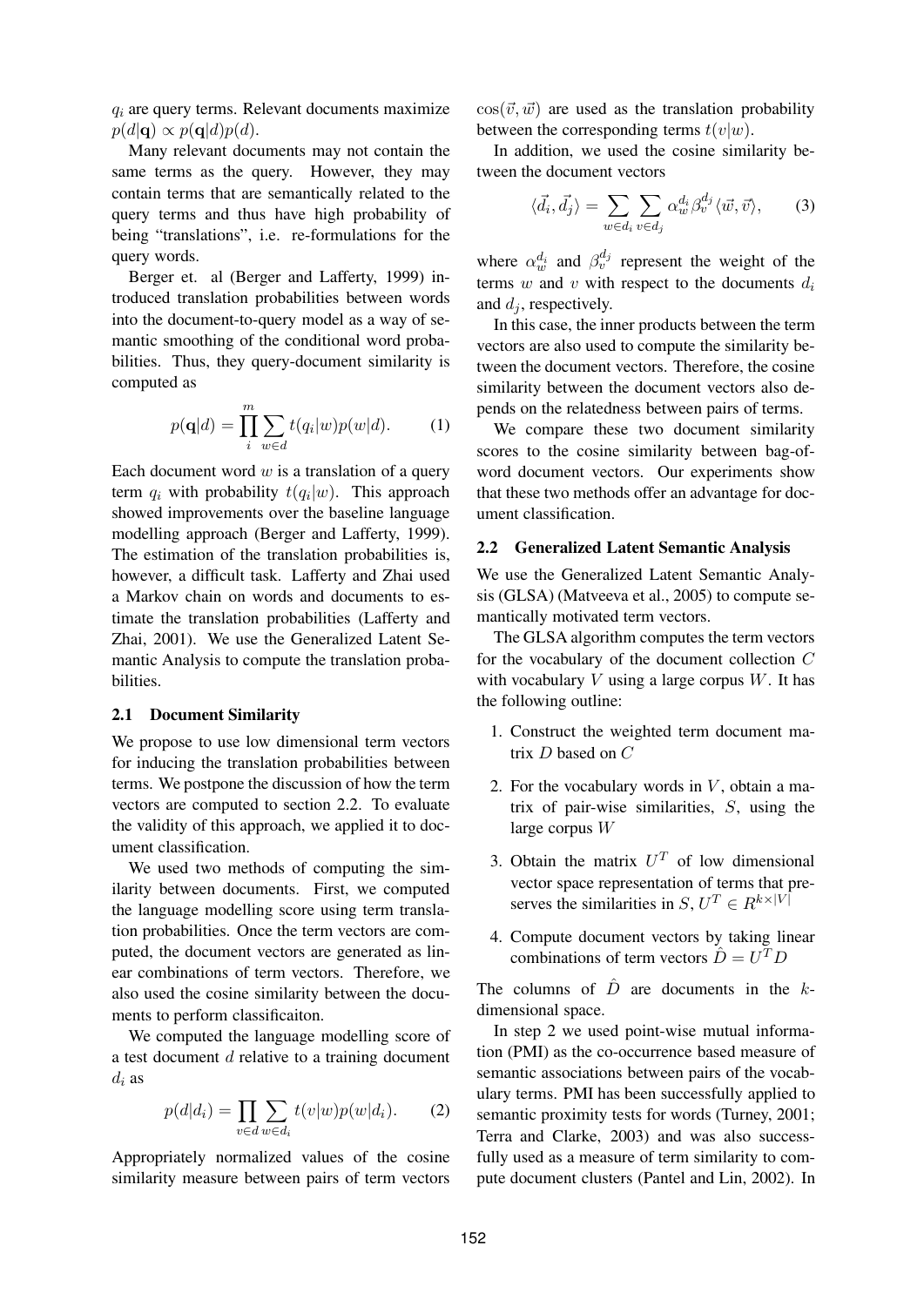$q_i$ are query terms. Relevant documents maximize $p(d|\mathbf{q}) \propto p(\mathbf{q}|d)p(d)$.

Many relevant documents may not contain the same terms as the query. However, they may contain terms that are semantically related to the query terms and thus have high probability of being "translations", i.e. re-formulations for the query words.

Berger et. al (Berger and Lafferty, 1999) introduced translation probabilities between words into the document-to-query model as a way of semantic smoothing of the conditional word probabilities. Thus, they query-document similarity is computed as

$$p(\mathbf{q}|d) = \prod_{i}^{m} \sum_{w \in d} t(q_i|w) p(w|d). \quad (1)$$

Each document word $w$ is a translation of a query term $q_i$ with probability $t(q_i|w)$. This approach showed improvements over the baseline language modelling approach (Berger and Lafferty, 1999). The estimation of the translation probabilities is, however, a difficult task. Lafferty and Zhai used a Markov chain on words and documents to estimate the translation probabilities (Lafferty and Zhai, 2001). We use the Generalized Latent Semantic Analysis to compute the translation probabilities.

### 2.1 Document Similarity

We propose to use low dimensional term vectors for inducing the translation probabilities between terms. We postpone the discussion of how the term vectors are computed to section 2.2. To evaluate the validity of this approach, we applied it to document classification.

We used two methods of computing the similarity between documents. First, we computed the language modelling score using term translation probabilities. Once the term vectors are computed, the document vectors are generated as linear combinations of term vectors. Therefore, we also used the cosine similarity between the documents to perform classificaiton.

We computed the language modelling score of a test document $d$ relative to a training document $d_i$ as

$$p(d|d_i) = \prod_{v \in d} \sum_{w \in d_i} t(v|w) p(w|d_i). \quad (2)$$

Appropriately normalized values of the cosine similarity measure between pairs of term vectors $\cos(\vec{v}, \vec{w})$ are used as the translation probability between the corresponding terms $t(v|w)$.

In addition, we used the cosine similarity between the document vectors

$$\langle \vec{d_i}, \vec{d_j} \rangle = \sum_{w \in d_i} \sum_{v \in d_j} \alpha_w^{d_i} \beta_v^{d_j} \langle \vec{w}, \vec{v} \rangle, \quad (3)$$

where $\alpha_w^{d_i}$ and $\beta_v^{d_j}$ represent the weight of the terms $w$ and $v$ with respect to the documents $d_i$ and $d_j$, respectively.

In this case, the inner products between the term vectors are also used to compute the similarity between the document vectors. Therefore, the cosine similarity between the document vectors also depends on the relatedness between pairs of terms.

We compare these two document similarity scores to the cosine similarity between bag-of-word document vectors. Our experiments show that these two methods offer an advantage for document classification.

### 2.2 Generalized Latent Semantic Analysis

We use the Generalized Latent Semantic Analysis (GLSA) (Matveeva et al., 2005) to compute semantically motivated term vectors.

The GLSA algorithm computes the term vectors for the vocabulary of the document collection $C$ with vocabulary $V$ using a large corpus $W$. It has the following outline:

1. Construct the weighted term document matrix $D$ based on $C$
2. For the vocabulary words in $V$, obtain a matrix of pair-wise similarities, $S$, using the large corpus $W$
3. Obtain the matrix $U^T$ of low dimensional vector space representation of terms that preserves the similarities in $S$, $U^T \in R^{k \times |V|}$
4. Compute document vectors by taking linear combinations of term vectors $\hat{D} = U^T D$

The columns of $\hat{D}$ are documents in the $k$-dimensional space.

In step 2 we used point-wise mutual information (PMI) as the co-occurrence based measure of semantic associations between pairs of the vocabulary terms. PMI has been successfully applied to semantic proximity tests for words (Turney, 2001; Terra and Clarke, 2003) and was also successfully used as a measure of term similarity to compute document clusters (Pantel and Lin, 2002). In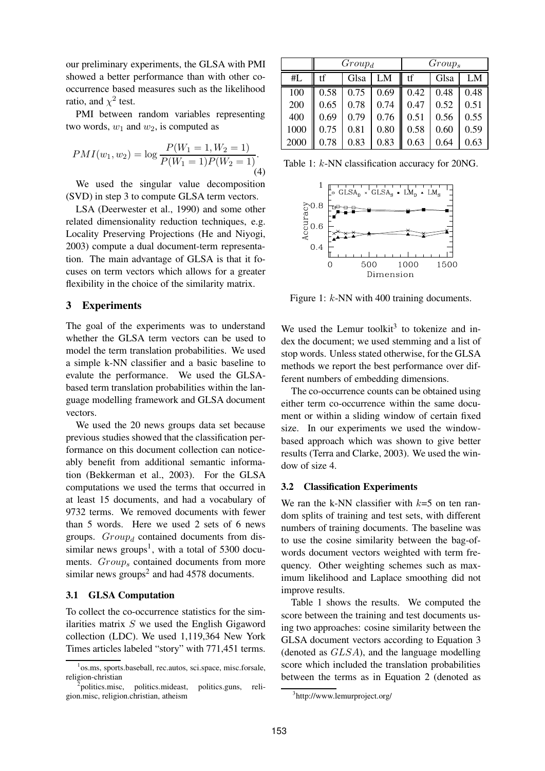our preliminary experiments, the GLSA with PMI showed a better performance than with other co-occurrence based measures such as the likelihood ratio, and $\chi^2$ test.

PMI between random variables representing two words, $w_1$ and $w_2$, is computed as

$$PMI(w_1, w_2) = \log \frac{P(W_1 = 1, W_2 = 1)}{P(W_1 = 1)P(W_2 = 1)}. \quad (4)$$

We used the singular value decomposition (SVD) in step 3 to compute GLSA term vectors.

LSA (Deerwester et al., 1990) and some other related dimensionality reduction techniques, e.g. Locality Preserving Projections (He and Niyogi, 2003) compute a dual document-term representation. The main advantage of GLSA is that it focuses on term vectors which allows for a greater flexibility in the choice of the similarity matrix.

## 3 Experiments

The goal of the experiments was to understand whether the GLSA term vectors can be used to model the term translation probabilities. We used a simple k-NN classifier and a basic baseline to evalute the performance. We used the GLSA-based term translation probabilities within the language modelling framework and GLSA document vectors.

We used the 20 news groups data set because previous studies showed that the classification performance on this document collection can noticeably benefit from additional semantic information (Bekkerman et al., 2003). For the GLSA computations we used the terms that occurred in at least 15 documents, and had a vocabulary of 9732 terms. We removed documents with fewer than 5 words. Here we used 2 sets of 6 news groups. $Group_d$ contained documents from dissimilar news groups[1], with a total of 5300 documents. $Group_s$ contained documents from more similar news groups[2] and had 4578 documents.

### 3.1 GLSA Computation

To collect the co-occurrence statistics for the similarities matrix $S$ we used the English Gigaword collection (LDC). We used 1,119,364 New York Times articles labeled "story" with 771,451 terms.

[1] os.ms, sports.baseball, rec.autos, sci.space, misc.forsale, religion-christian

[2] politics.misc, politics.mideast, politics.guns, religion.misc, religion.christian, atheism

| | $Group_d$ | | | $Group_s$ | | |
|---|---|---|---|---|---|---|
| #L | tf | Glsa | LM | tf | Glsa | LM |
| 100 | 0.58 | 0.75 | 0.69 | 0.42 | 0.48 | 0.48 |
| 200 | 0.65 | 0.78 | 0.74 | 0.47 | 0.52 | 0.51 |
| 400 | 0.69 | 0.79 | 0.76 | 0.51 | 0.56 | 0.55 |
| 1000 | 0.75 | 0.81 | 0.80 | 0.58 | 0.60 | 0.59 |
| 2000 | 0.78 | 0.83 | 0.83 | 0.63 | 0.64 | 0.63 |

Table 1: $k$-NN classification accuracy for 20NG.

Figure 1: $k$-NN with 400 training documents.

We used the Lemur toolkit[3] to tokenize and index the document; we used stemming and a list of stop words. Unless stated otherwise, for the GLSA methods we report the best performance over different numbers of embedding dimensions.

The co-occurrence counts can be obtained using either term co-occurrence within the same document or within a sliding window of certain fixed size. In our experiments we used the window-based approach which was shown to give better results (Terra and Clarke, 2003). We used the window of size 4.

### 3.2 Classification Experiments

We ran the k-NN classifier with $k$=5 on ten random splits of training and test sets, with different numbers of training documents. The baseline was to use the cosine similarity between the bag-of-words document vectors weighted with term frequency. Other weighting schemes such as maximum likelihood and Laplace smoothing did not improve results.

Table 1 shows the results. We computed the score between the training and test documents using two approaches: cosine similarity between the GLSA document vectors according to Equation 3 (denoted as $GLSA$), and the language modelling score which included the translation probabilities between the terms as in Equation 2 (denoted as

[3] http://www.lemurproject.org/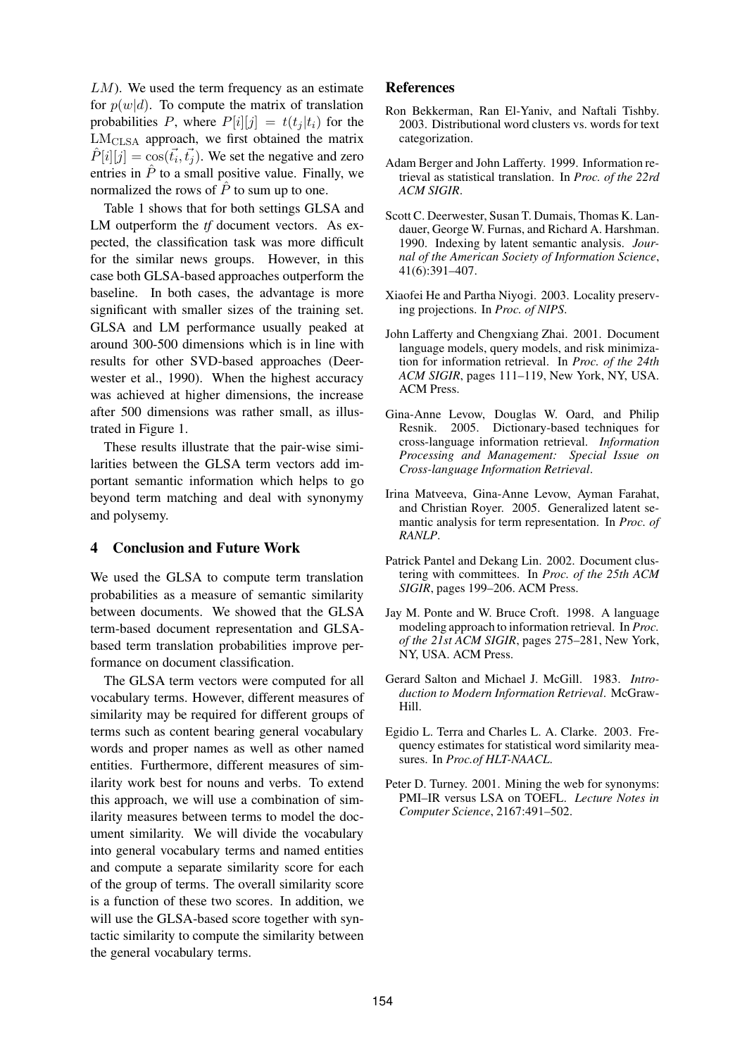$LM$). We used the term frequency as an estimate for $p(w|d)$. To compute the matrix of translation probabilities $P$, where $P[i][j] = t(t_j|t_i)$ for the $\text{LM}_{\text{CLSA}}$ approach, we first obtained the matrix $\hat{P}[i][j] = \cos(\vec{t_i}, \vec{t_j})$. We set the negative and zero entries in $\hat{P}$ to a small positive value. Finally, we normalized the rows of $\hat{P}$ to sum up to one.

Table 1 shows that for both settings GLSA and LM outperform the *tf* document vectors. As expected, the classification task was more difficult for the similar news groups. However, in this case both GLSA-based approaches outperform the baseline. In both cases, the advantage is more significant with smaller sizes of the training set. GLSA and LM performance usually peaked at around 300-500 dimensions which is in line with results for other SVD-based approaches (Deerwester et al., 1990). When the highest accuracy was achieved at higher dimensions, the increase after 500 dimensions was rather small, as illustrated in Figure 1.

These results illustrate that the pair-wise similarities between the GLSA term vectors add important semantic information which helps to go beyond term matching and deal with synonymy and polysemy.

## 4 Conclusion and Future Work

We used the GLSA to compute term translation probabilities as a measure of semantic similarity between documents. We showed that the GLSA term-based document representation and GLSA-based term translation probabilities improve performance on document classification.

The GLSA term vectors were computed for all vocabulary terms. However, different measures of similarity may be required for different groups of terms such as content bearing general vocabulary words and proper names as well as other named entities. Furthermore, different measures of similarity work best for nouns and verbs. To extend this approach, we will use a combination of similarity measures between terms to model the document similarity. We will divide the vocabulary into general vocabulary terms and named entities and compute a separate similarity score for each of the group of terms. The overall similarity score is a function of these two scores. In addition, we will use the GLSA-based score together with syntactic similarity to compute the similarity between the general vocabulary terms.

## References

Ron Bekkerman, Ran El-Yaniv, and Naftali Tishby. 2003. Distributional word clusters vs. words for text categorization.

Adam Berger and John Lafferty. 1999. Information retrieval as statistical translation. In *Proc. of the 22rd ACM SIGIR*.

Scott C. Deerwester, Susan T. Dumais, Thomas K. Landauer, George W. Furnas, and Richard A. Harshman. 1990. Indexing by latent semantic analysis. *Journal of the American Society of Information Science*, 41(6):391–407.

Xiaofei He and Partha Niyogi. 2003. Locality preserving projections. In *Proc. of NIPS*.

John Lafferty and Chengxiang Zhai. 2001. Document language models, query models, and risk minimization for information retrieval. In *Proc. of the 24th ACM SIGIR*, pages 111–119, New York, NY, USA. ACM Press.

Gina-Anne Levow, Douglas W. Oard, and Philip Resnik. 2005. Dictionary-based techniques for cross-language information retrieval. *Information Processing and Management: Special Issue on Cross-language Information Retrieval*.

Irina Matveeva, Gina-Anne Levow, Ayman Farahat, and Christian Royer. 2005. Generalized latent semantic analysis for term representation. In *Proc. of RANLP*.

Patrick Pantel and Dekang Lin. 2002. Document clustering with committees. In *Proc. of the 25th ACM SIGIR*, pages 199–206. ACM Press.

Jay M. Ponte and W. Bruce Croft. 1998. A language modeling approach to information retrieval. In *Proc. of the 21st ACM SIGIR*, pages 275–281, New York, NY, USA. ACM Press.

Gerard Salton and Michael J. McGill. 1983. *Introduction to Modern Information Retrieval*. McGraw-Hill.

Egidio L. Terra and Charles L. A. Clarke. 2003. Frequency estimates for statistical word similarity measures. In *Proc.of HLT-NAACL*.

Peter D. Turney. 2001. Mining the web for synonyms: PMI–IR versus LSA on TOEFL. *Lecture Notes in Computer Science*, 2167:491–502.